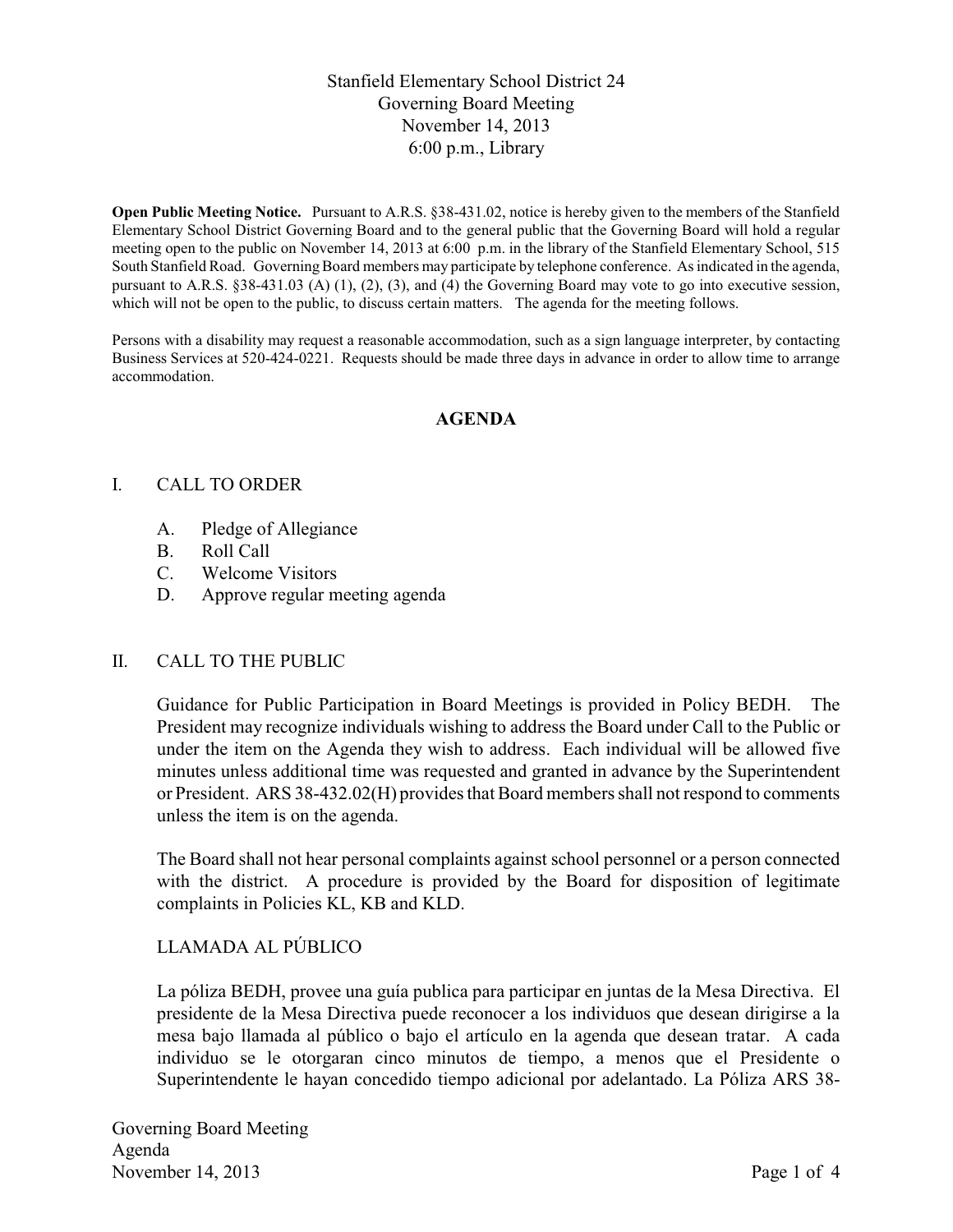# Stanfield Elementary School District 24
## Governing Board Meeting
### November 14, 2013
### 6:00 p.m., Library

**Open Public Meeting Notice.** Pursuant to A.R.S. §38-431.02, notice is hereby given to the members of the Stanfield Elementary School District Governing Board and to the general public that the Governing Board will hold a regular meeting open to the public on November 14, 2013 at 6:00 p.m. in the library of the Stanfield Elementary School, 515 South Stanfield Road. Governing Board members may participate by telephone conference. As indicated in the agenda, pursuant to A.R.S. §38-431.03 (A) (1), (2), (3), and (4) the Governing Board may vote to go into executive session, which will not be open to the public, to discuss certain matters. The agenda for the meeting follows.

Persons with a disability may request a reasonable accommodation, such as a sign language interpreter, by contacting Business Services at 520-424-0221. Requests should be made three days in advance in order to allow time to arrange accommodation.

## AGENDA

I. CALL TO ORDER

- A. Pledge of Allegiance
- B. Roll Call
- C. Welcome Visitors
- D. Approve regular meeting agenda

II. CALL TO THE PUBLIC

Guidance for Public Participation in Board Meetings is provided in Policy BEDH. The President may recognize individuals wishing to address the Board under Call to the Public or under the item on the Agenda they wish to address. Each individual will be allowed five minutes unless additional time was requested and granted in advance by the Superintendent or President. ARS 38-432.02(H) provides that Board members shall not respond to comments unless the item is on the agenda.

The Board shall not hear personal complaints against school personnel or a person connected with the district. A procedure is provided by the Board for disposition of legitimate complaints in Policies KL, KB and KLD.

LLAMADA AL PÚBLICO

La póliza BEDH, provee una guía publica para participar en juntas de la Mesa Directiva. El presidente de la Mesa Directiva puede reconocer a los individuos que desean dirigirse a la mesa bajo llamada al público o bajo el artículo en la agenda que desean tratar. A cada individuo se le otorgaran cinco minutos de tiempo, a menos que el Presidente o Superintendente le hayan concedido tiempo adicional por adelantado. La Póliza ARS 38-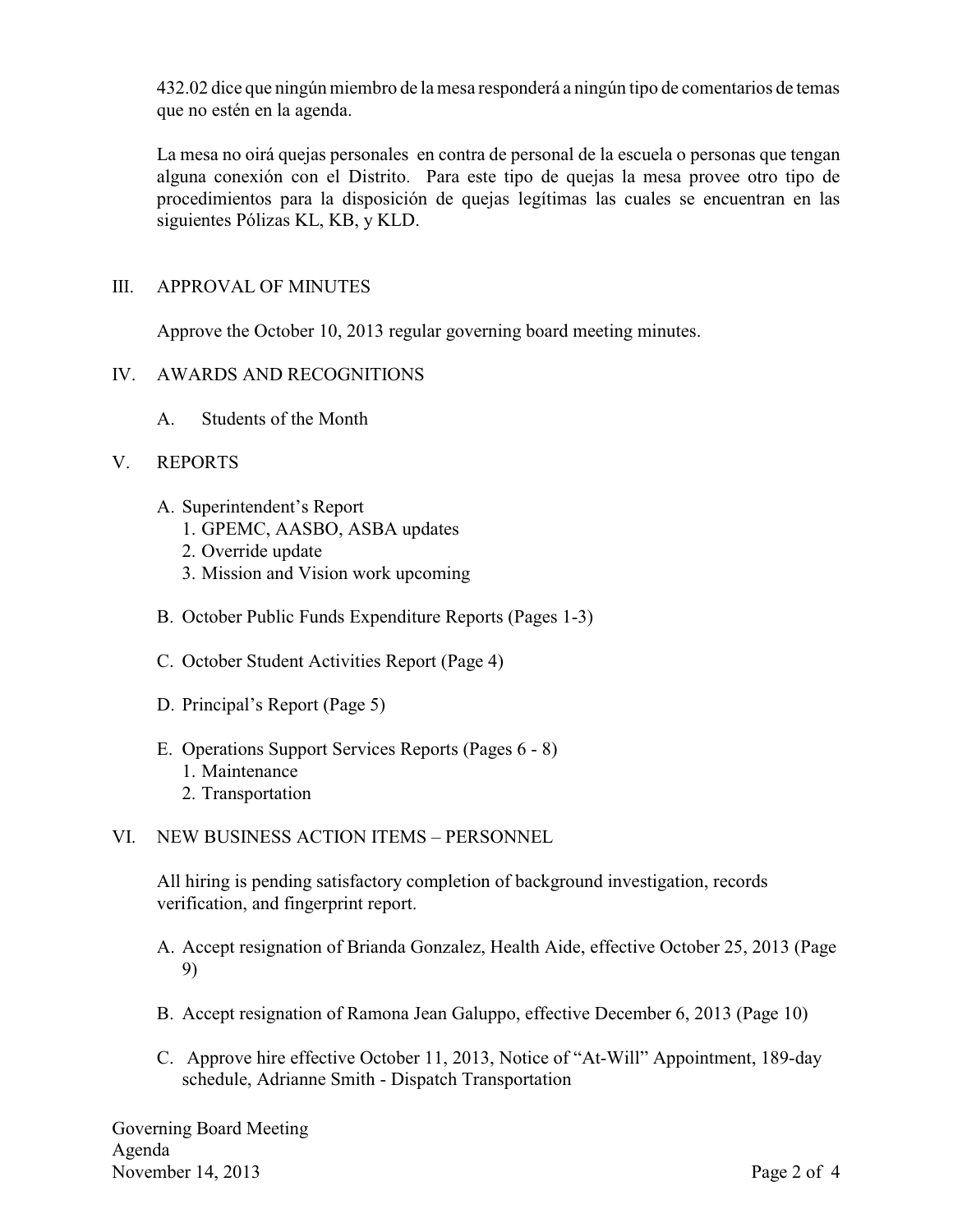432.02 dice que ningún miembro de la mesa responderá a ningún tipo de comentarios de temas que no estén en la agenda.

La mesa no oirá quejas personales en contra de personal de la escuela o personas que tengan alguna conexión con el Distrito. Para este tipo de quejas la mesa provee otro tipo de procedimientos para la disposición de quejas legítimas las cuales se encuentran en las siguientes Pólizas KL, KB, y KLD.

## III. APPROVAL OF MINUTES

Approve the October 10, 2013 regular governing board meeting minutes.

## IV. AWARDS AND RECOGNITIONS

A. Students of the Month

## V. REPORTS

A. Superintendent's Report
   1. GPEMC, AASBO, ASBA updates
   2. Override update
   3. Mission and Vision work upcoming

B. October Public Funds Expenditure Reports (Pages 1-3)

C. October Student Activities Report (Page 4)

D. Principal's Report (Page 5)

E. Operations Support Services Reports (Pages 6 - 8)
   1. Maintenance
   2. Transportation

## VI. NEW BUSINESS ACTION ITEMS – PERSONNEL

All hiring is pending satisfactory completion of background investigation, records verification, and fingerprint report.

A. Accept resignation of Brianda Gonzalez, Health Aide, effective October 25, 2013 (Page 9)

B. Accept resignation of Ramona Jean Galuppo, effective December 6, 2013 (Page 10)

C. Approve hire effective October 11, 2013, Notice of "At-Will" Appointment, 189-day schedule, Adrianne Smith - Dispatch Transportation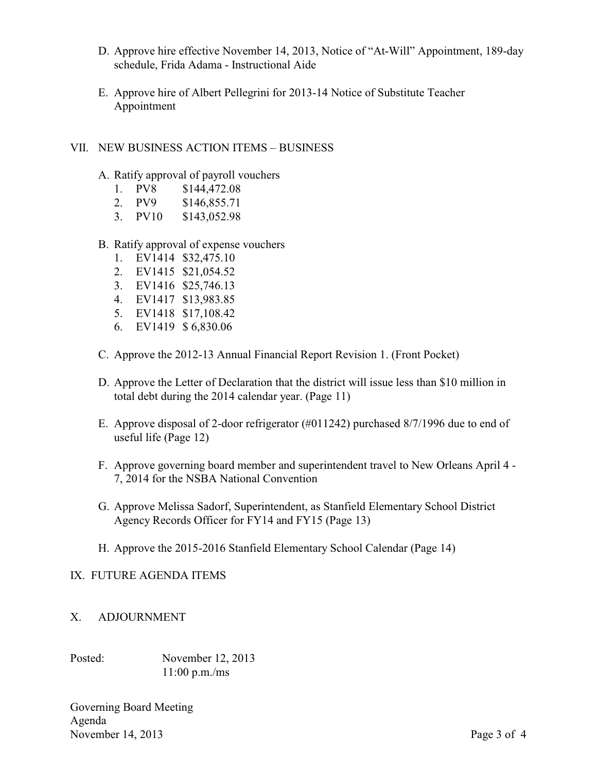D. Approve hire effective November 14, 2013, Notice of "At-Will" Appointment, 189-day schedule, Frida Adama - Instructional Aide

E. Approve hire of Albert Pellegrini for 2013-14 Notice of Substitute Teacher Appointment

## VII. NEW BUSINESS ACTION ITEMS – BUSINESS

A. Ratify approval of payroll vouchers
   1. PV8 $144,472.08
   2. PV9 $146,855.71
   3. PV10 $143,052.98

B. Ratify approval of expense vouchers
   1. EV1414 $32,475.10
   2. EV1415 $21,054.52
   3. EV1416 $25,746.13
   4. EV1417 $13,983.85
   5. EV1418 $17,108.42
   6. EV1419 $ 6,830.06

C. Approve the 2012-13 Annual Financial Report Revision 1. (Front Pocket)

D. Approve the Letter of Declaration that the district will issue less than $10 million in total debt during the 2014 calendar year. (Page 11)

E. Approve disposal of 2-door refrigerator (#011242) purchased 8/7/1996 due to end of useful life (Page 12)

F. Approve governing board member and superintendent travel to New Orleans April 4 - 7, 2014 for the NSBA National Convention

G. Approve Melissa Sadorf, Superintendent, as Stanfield Elementary School District Agency Records Officer for FY14 and FY15 (Page 13)

H. Approve the 2015-2016 Stanfield Elementary School Calendar (Page 14)

## IX. FUTURE AGENDA ITEMS

## X. ADJOURNMENT

Posted: November 12, 2013
11:00 p.m./ms

Governing Board Meeting
Agenda
November 14, 2013